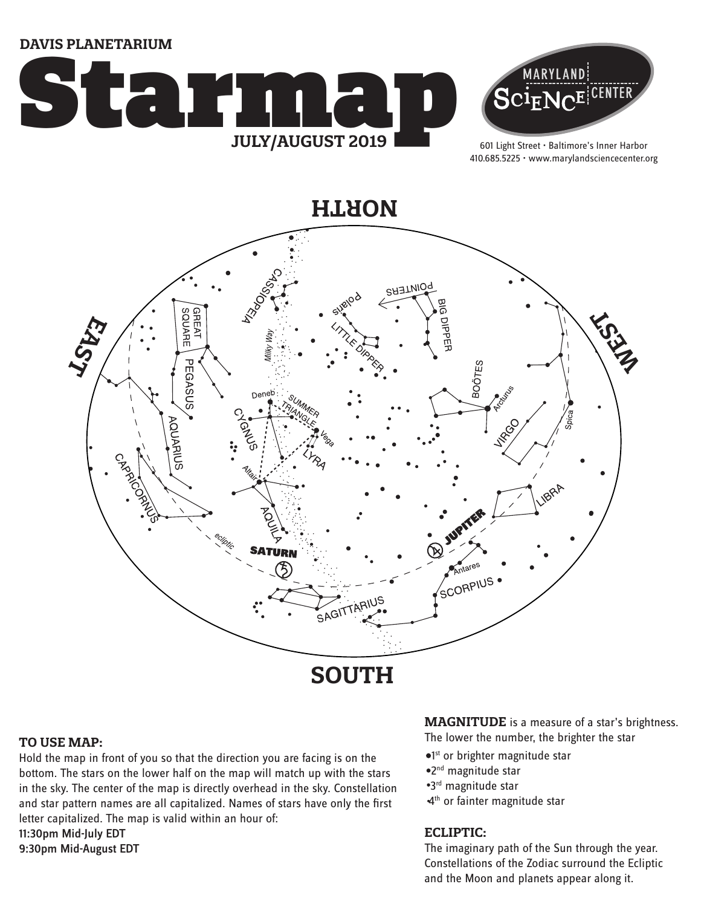DAVIS PLANETARIUM

# Starmap

**JULY/AUGUST 2019**

MARYLAND SCIENCE CENTER

601 Light Street • Baltimore's Inner Harbor
410.685.5225 • www.marylandsciencecenter.org

NORTH

EAST

WEST

SOUTH

CASSIOPEIA, GREAT SQUARE, PEGASUS, Milky Way, Polaris, POINTERS, LITTLE DIPPER, BIG DIPPER, BOÖTES, Arcturus, Deneb, SUMMER TRIANGLE, Vega, CYGNUS, LYRA, Altair, AQUILA, AQUARIUS, CAPRICORNUS, ecliptic, SATURN, JUPITER, VIRGO, Spica, LIBRA, Antares, SCORPIUS, SAGITTARIUS

### TO USE MAP:

Hold the map in front of you so that the direction you are facing is on the bottom. The stars on the lower half on the map will match up with the stars in the sky. The center of the map is directly overhead in the sky. Constellation and star pattern names are all capitalized. Names of stars have only the first letter capitalized. The map is valid within an hour of:

11:30pm Mid-July EDT
9:30pm Mid-August EDT

**MAGNITUDE** is a measure of a star's brightness. The lower the number, the brighter the star

- 1st or brighter magnitude star
- 2nd magnitude star
- 3rd magnitude star
- 4th or fainter magnitude star

### ECLIPTIC:

The imaginary path of the Sun through the year. Constellations of the Zodiac surround the Ecliptic and the Moon and planets appear along it.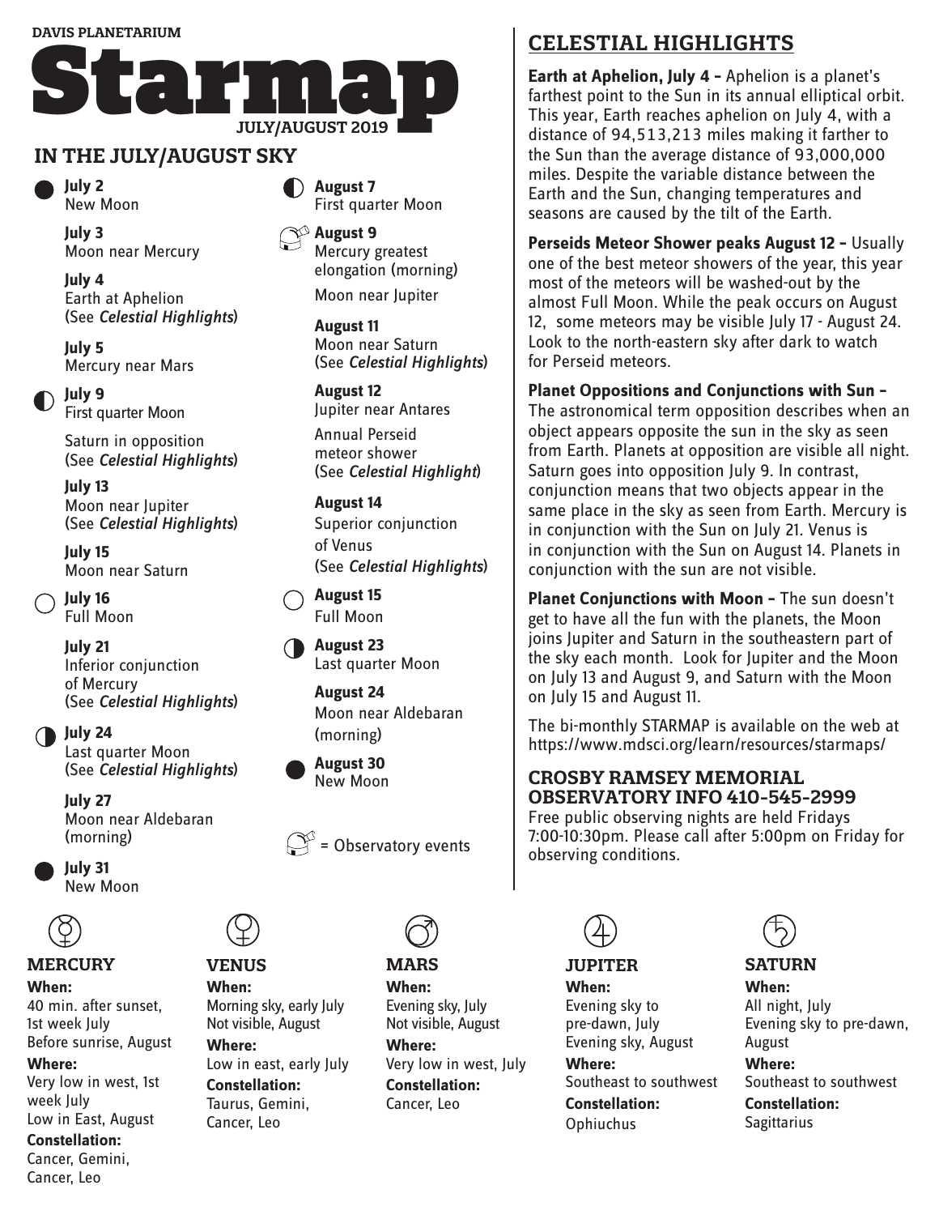DAVIS PLANETARIUM

# Starmap

JULY/AUGUST 2019

## IN THE JULY/AUGUST SKY

**July 2**
New Moon

**July 3**
Moon near Mercury

**July 4**
Earth at Aphelion
(See *Celestial Highlights*)

**July 5**
Mercury near Mars

**July 9**
First quarter Moon

Saturn in opposition
(See *Celestial Highlights*)

**July 13**
Moon near Jupiter
(See *Celestial Highlights*)

**July 15**
Moon near Saturn

**July 16**
Full Moon

**July 21**
Inferior conjunction of Mercury
(See *Celestial Highlights*)

**July 24**
Last quarter Moon
(See *Celestial Highlights*)

**July 27**
Moon near Aldebaran (morning)

**July 31**
New Moon

**August 7**
First quarter Moon

**August 9**
Mercury greatest elongation (morning)

Moon near Jupiter

**August 11**
Moon near Saturn
(See *Celestial Highlights*)

**August 12**
Jupiter near Antares

Annual Perseid meteor shower
(See *Celestial Highlight*)

**August 14**
Superior conjunction of Venus
(See *Celestial Highlights*)

**August 15**
Full Moon

**August 23**
Last quarter Moon

**August 24**
Moon near Aldebaran (morning)

**August 30**
New Moon

= Observatory events

## CELESTIAL HIGHLIGHTS

**Earth at Aphelion, July 4 –** Aphelion is a planet's farthest point to the Sun in its annual elliptical orbit. This year, Earth reaches aphelion on July 4, with a distance of 94,513,213 miles making it farther to the Sun than the average distance of 93,000,000 miles. Despite the variable distance between the Earth and the Sun, changing temperatures and seasons are caused by the tilt of the Earth.

**Perseids Meteor Shower peaks August 12 –** Usually one of the best meteor showers of the year, this year most of the meteors will be washed-out by the almost Full Moon. While the peak occurs on August 12, some meteors may be visible July 17 - August 24. Look to the north-eastern sky after dark to watch for Perseid meteors.

**Planet Oppositions and Conjunctions with Sun –** The astronomical term opposition describes when an object appears opposite the sun in the sky as seen from Earth. Planets at opposition are visible all night. Saturn goes into opposition July 9. In contrast, conjunction means that two objects appear in the same place in the sky as seen from Earth. Mercury is in conjunction with the Sun on July 21. Venus is in conjunction with the Sun on August 14. Planets in conjunction with the sun are not visible.

**Planet Conjunctions with Moon –** The sun doesn't get to have all the fun with the planets, the Moon joins Jupiter and Saturn in the southeastern part of the sky each month. Look for Jupiter and the Moon on July 13 and August 9, and Saturn with the Moon on July 15 and August 11.

The bi-monthly STARMAP is available on the web at https://www.mdsci.org/learn/resources/starmaps/

## CROSBY RAMSEY MEMORIAL OBSERVATORY INFO 410-545-2999

Free public observing nights are held Fridays 7:00-10:30pm. Please call after 5:00pm on Friday for observing conditions.

### MERCURY

**When:**
40 min. after sunset, 1st week July
Before sunrise, August

**Where:**
Very low in west, 1st week July
Low in East, August

**Constellation:**
Cancer, Gemini, Cancer, Leo

### VENUS

**When:**
Morning sky, early July
Not visible, August

**Where:**
Low in east, early July

**Constellation:**
Taurus, Gemini, Cancer, Leo

### MARS

**When:**
Evening sky, July
Not visible, August

**Where:**
Very low in west, July

**Constellation:**
Cancer, Leo

### JUPITER

**When:**
Evening sky to pre-dawn, July
Evening sky, August

**Where:**
Southeast to southwest

**Constellation:**
Ophiuchus

### SATURN

**When:**
All night, July
Evening sky to pre-dawn, August

**Where:**
Southeast to southwest

**Constellation:**
Sagittarius